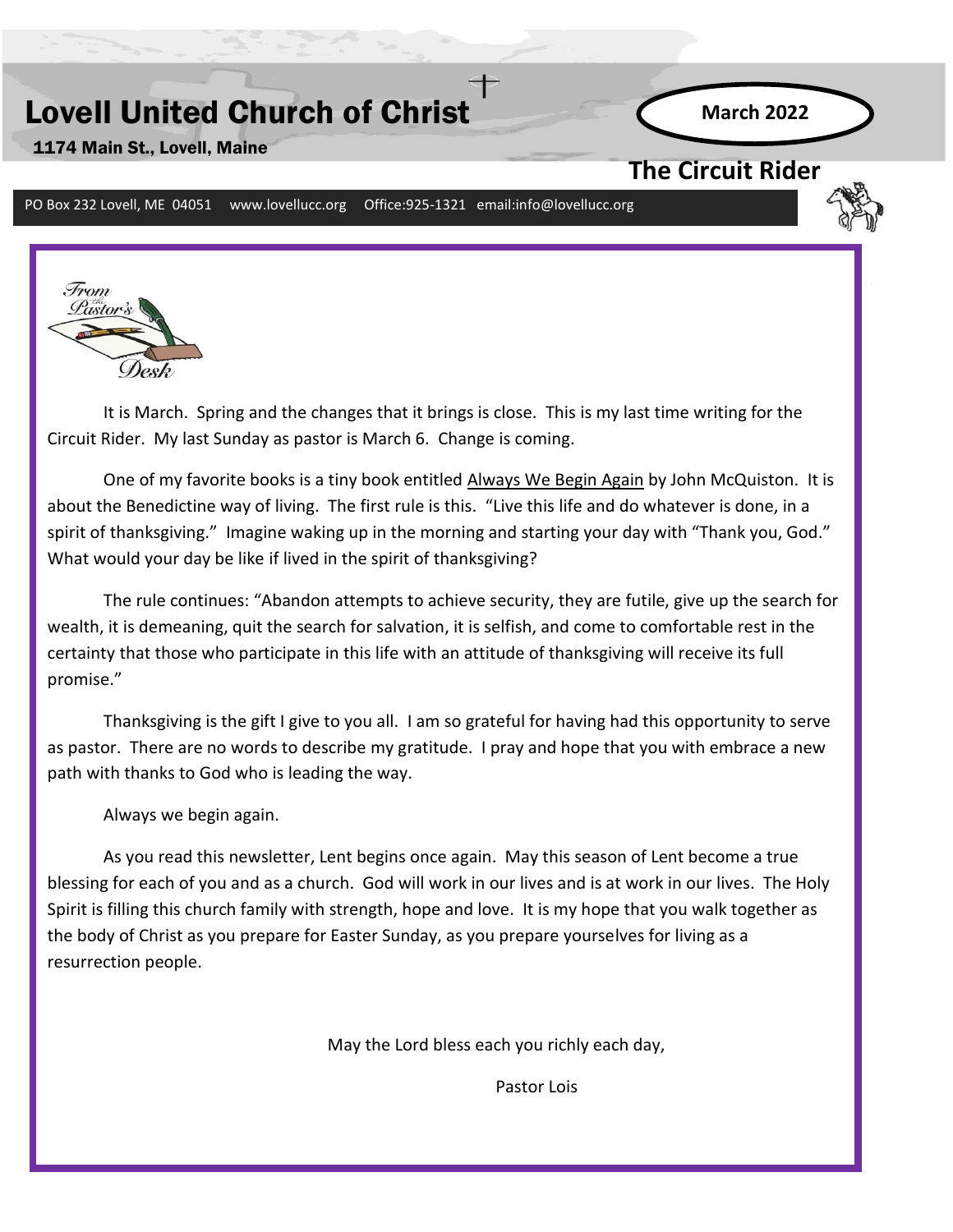# Lovell United Church of Christ

1174 Main St., Lovell, Maine

**March 2022**

## The Circuit Rider

PO Box 232 Lovell, ME 04051 www.lovellucc.org Office:925-1321 email:info@lovellucc.org

### From the Pastor's Desk

It is March. Spring and the changes that it brings is close. This is my last time writing for the Circuit Rider. My last Sunday as pastor is March 6. Change is coming.

One of my favorite books is a tiny book entitled Always We Begin Again by John McQuiston. It is about the Benedictine way of living. The first rule is this. "Live this life and do whatever is done, in a spirit of thanksgiving." Imagine waking up in the morning and starting your day with "Thank you, God." What would your day be like if lived in the spirit of thanksgiving?

The rule continues: "Abandon attempts to achieve security, they are futile, give up the search for wealth, it is demeaning, quit the search for salvation, it is selfish, and come to comfortable rest in the certainty that those who participate in this life with an attitude of thanksgiving will receive its full promise."

Thanksgiving is the gift I give to you all. I am so grateful for having had this opportunity to serve as pastor. There are no words to describe my gratitude. I pray and hope that you with embrace a new path with thanks to God who is leading the way.

Always we begin again.

As you read this newsletter, Lent begins once again. May this season of Lent become a true blessing for each of you and as a church. God will work in our lives and is at work in our lives. The Holy Spirit is filling this church family with strength, hope and love. It is my hope that you walk together as the body of Christ as you prepare for Easter Sunday, as you prepare yourselves for living as a resurrection people.

May the Lord bless each you richly each day,

Pastor Lois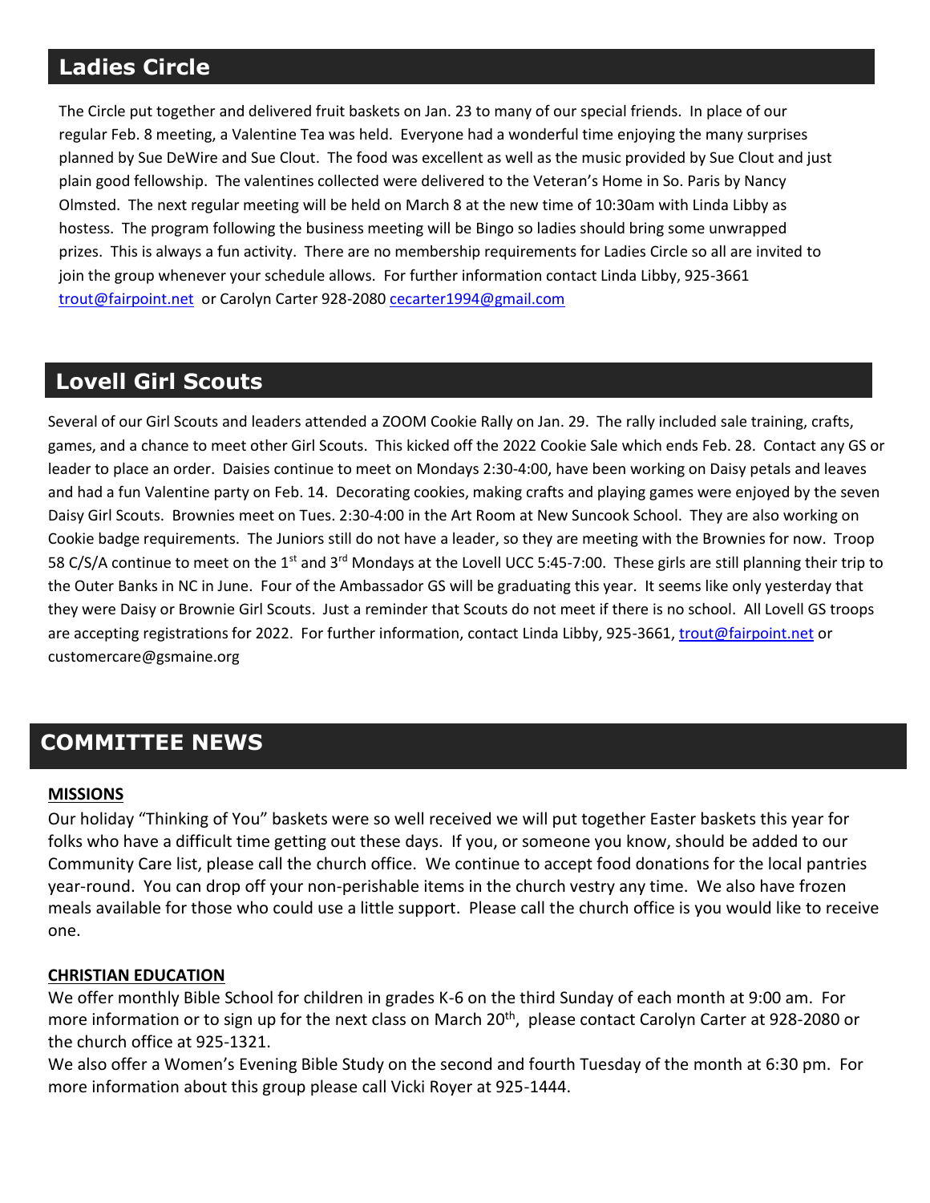## Ladies Circle

The Circle put together and delivered fruit baskets on Jan. 23 to many of our special friends. In place of our regular Feb. 8 meeting, a Valentine Tea was held. Everyone had a wonderful time enjoying the many surprises planned by Sue DeWire and Sue Clout. The food was excellent as well as the music provided by Sue Clout and just plain good fellowship. The valentines collected were delivered to the Veteran's Home in So. Paris by Nancy Olmsted. The next regular meeting will be held on March 8 at the new time of 10:30am with Linda Libby as hostess. The program following the business meeting will be Bingo so ladies should bring some unwrapped prizes. This is always a fun activity. There are no membership requirements for Ladies Circle so all are invited to join the group whenever your schedule allows. For further information contact Linda Libby, 925-3661 trout@fairpoint.net or Carolyn Carter 928-2080 cecarter1994@gmail.com

## Lovell Girl Scouts

Several of our Girl Scouts and leaders attended a ZOOM Cookie Rally on Jan. 29. The rally included sale training, crafts, games, and a chance to meet other Girl Scouts. This kicked off the 2022 Cookie Sale which ends Feb. 28. Contact any GS or leader to place an order. Daisies continue to meet on Mondays 2:30-4:00, have been working on Daisy petals and leaves and had a fun Valentine party on Feb. 14. Decorating cookies, making crafts and playing games were enjoyed by the seven Daisy Girl Scouts. Brownies meet on Tues. 2:30-4:00 in the Art Room at New Suncook School. They are also working on Cookie badge requirements. The Juniors still do not have a leader, so they are meeting with the Brownies for now. Troop 58 C/S/A continue to meet on the 1st and 3rd Mondays at the Lovell UCC 5:45-7:00. These girls are still planning their trip to the Outer Banks in NC in June. Four of the Ambassador GS will be graduating this year. It seems like only yesterday that they were Daisy or Brownie Girl Scouts. Just a reminder that Scouts do not meet if there is no school. All Lovell GS troops are accepting registrations for 2022. For further information, contact Linda Libby, 925-3661, trout@fairpoint.net or customercare@gsmaine.org

## COMMITTEE NEWS

**MISSIONS**

Our holiday "Thinking of You" baskets were so well received we will put together Easter baskets this year for folks who have a difficult time getting out these days. If you, or someone you know, should be added to our Community Care list, please call the church office. We continue to accept food donations for the local pantries year-round. You can drop off your non-perishable items in the church vestry any time. We also have frozen meals available for those who could use a little support. Please call the church office is you would like to receive one.

**CHRISTIAN EDUCATION**

We offer monthly Bible School for children in grades K-6 on the third Sunday of each month at 9:00 am. For more information or to sign up for the next class on March 20th, please contact Carolyn Carter at 928-2080 or the church office at 925-1321.

We also offer a Women's Evening Bible Study on the second and fourth Tuesday of the month at 6:30 pm. For more information about this group please call Vicki Royer at 925-1444.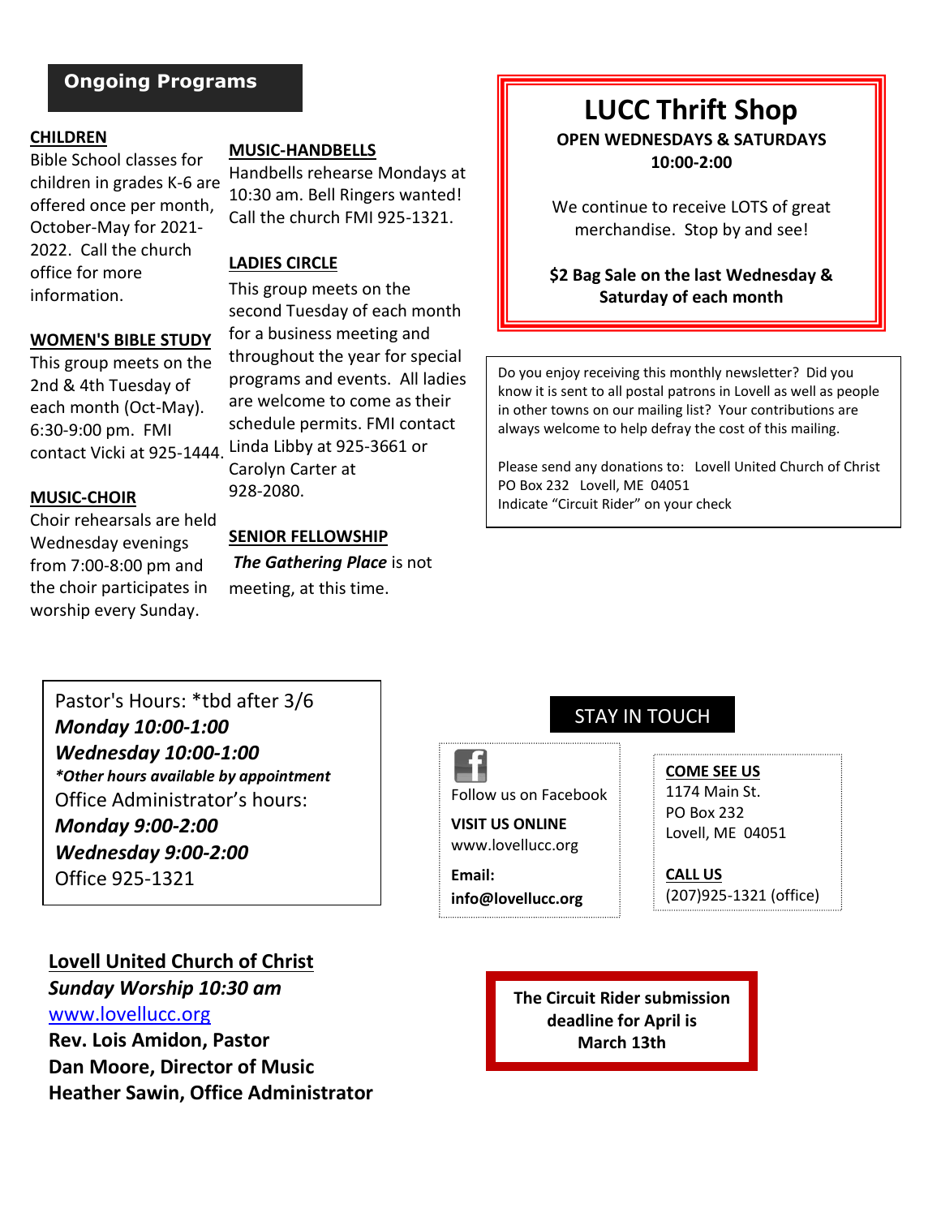## Ongoing Programs

**CHILDREN**

Bible School classes for children in grades K-6 are offered once per month, October-May for 2021-2022. Call the church office for more information.

**WOMEN'S BIBLE STUDY**

This group meets on the 2nd & 4th Tuesday of each month (Oct-May). 6:30-9:00 pm. FMI contact Vicki at 925-1444.

**MUSIC-CHOIR**

Choir rehearsals are held Wednesday evenings from 7:00-8:00 pm and the choir participates in worship every Sunday.

**MUSIC-HANDBELLS**

Handbells rehearse Mondays at 10:30 am. Bell Ringers wanted! Call the church FMI 925-1321.

**LADIES CIRCLE**

This group meets on the second Tuesday of each month for a business meeting and throughout the year for special programs and events. All ladies are welcome to come as their schedule permits. FMI contact Linda Libby at 925-3661 or Carolyn Carter at 928-2080.

**SENIOR FELLOWSHIP**

***The Gathering Place*** is not meeting, at this time.

## LUCC Thrift Shop

**OPEN WEDNESDAYS & SATURDAYS**
**10:00-2:00**

We continue to receive LOTS of great merchandise. Stop by and see!

**$2 Bag Sale on the last Wednesday & Saturday of each month**

Do you enjoy receiving this monthly newsletter? Did you know it is sent to all postal patrons in Lovell as well as people in other towns on our mailing list? Your contributions are always welcome to help defray the cost of this mailing.

Please send any donations to: Lovell United Church of Christ
PO Box 232 Lovell, ME 04051
Indicate "Circuit Rider" on your check

Pastor's Hours: *tbd after 3/6
***Monday 10:00-1:00***
***Wednesday 10:00-1:00***
***\*Other hours available by appointment***
Office Administrator's hours:
***Monday 9:00-2:00***
***Wednesday 9:00-2:00***
Office 925-1321

## STAY IN TOUCH

Follow us on Facebook

**VISIT US ONLINE**
www.lovellucc.org

**Email:**
**info@lovellucc.org**

**COME SEE US**
1174 Main St.
PO Box 232
Lovell, ME 04051

**CALL US**
(207)925-1321 (office)

**Lovell United Church of Christ**
***Sunday Worship 10:30 am***
www.lovellucc.org
**Rev. Lois Amidon, Pastor**
**Dan Moore, Director of Music**
**Heather Sawin, Office Administrator**

**The Circuit Rider submission deadline for April is March 13th**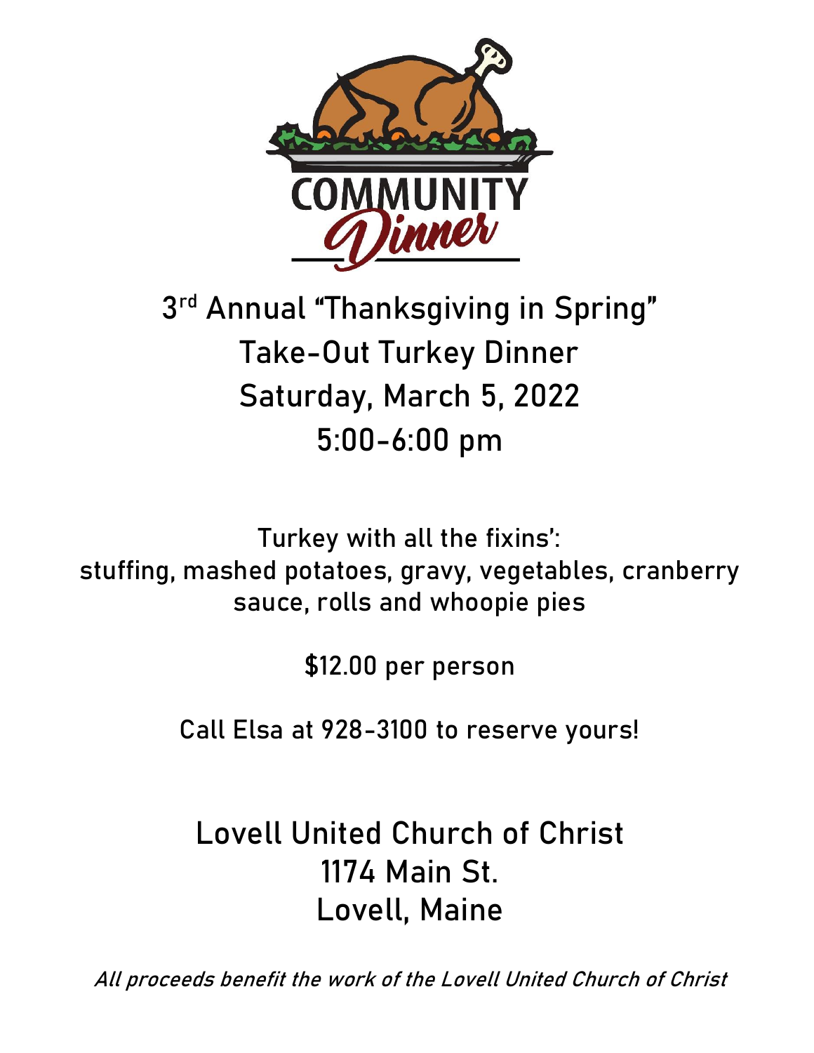COMMUNITY
Dinner

# 3rd Annual "Thanksgiving in Spring"
# Take-Out Turkey Dinner
# Saturday, March 5, 2022
# 5:00-6:00 pm

Turkey with all the fixins':
stuffing, mashed potatoes, gravy, vegetables, cranberry sauce, rolls and whoopie pies

$12.00 per person

Call Elsa at 928-3100 to reserve yours!

## Lovell United Church of Christ
## 1174 Main St.
## Lovell, Maine

***All proceeds benefit the work of the Lovell United Church of Christ***